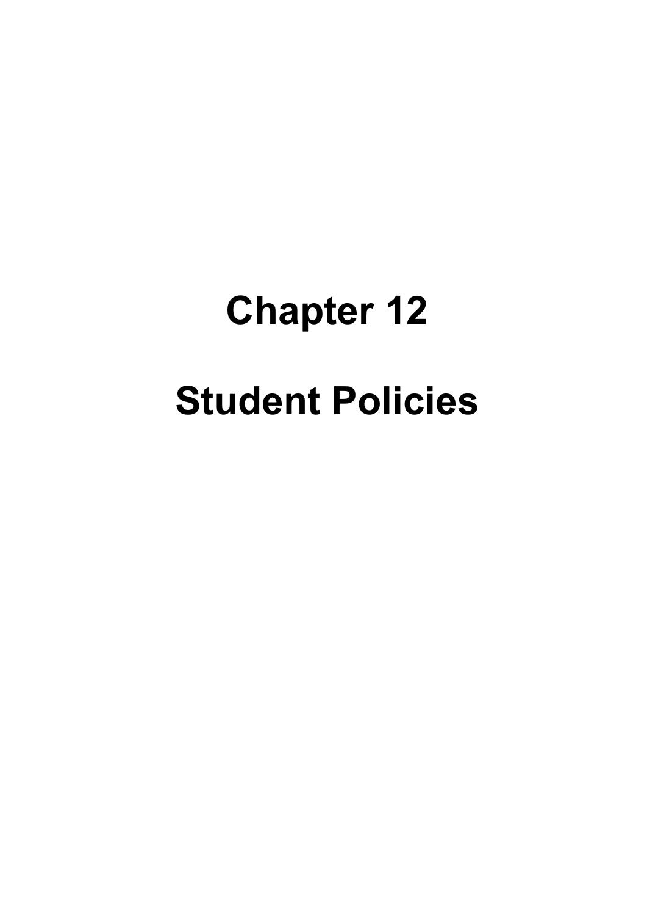# Chapter 12

# Student Policies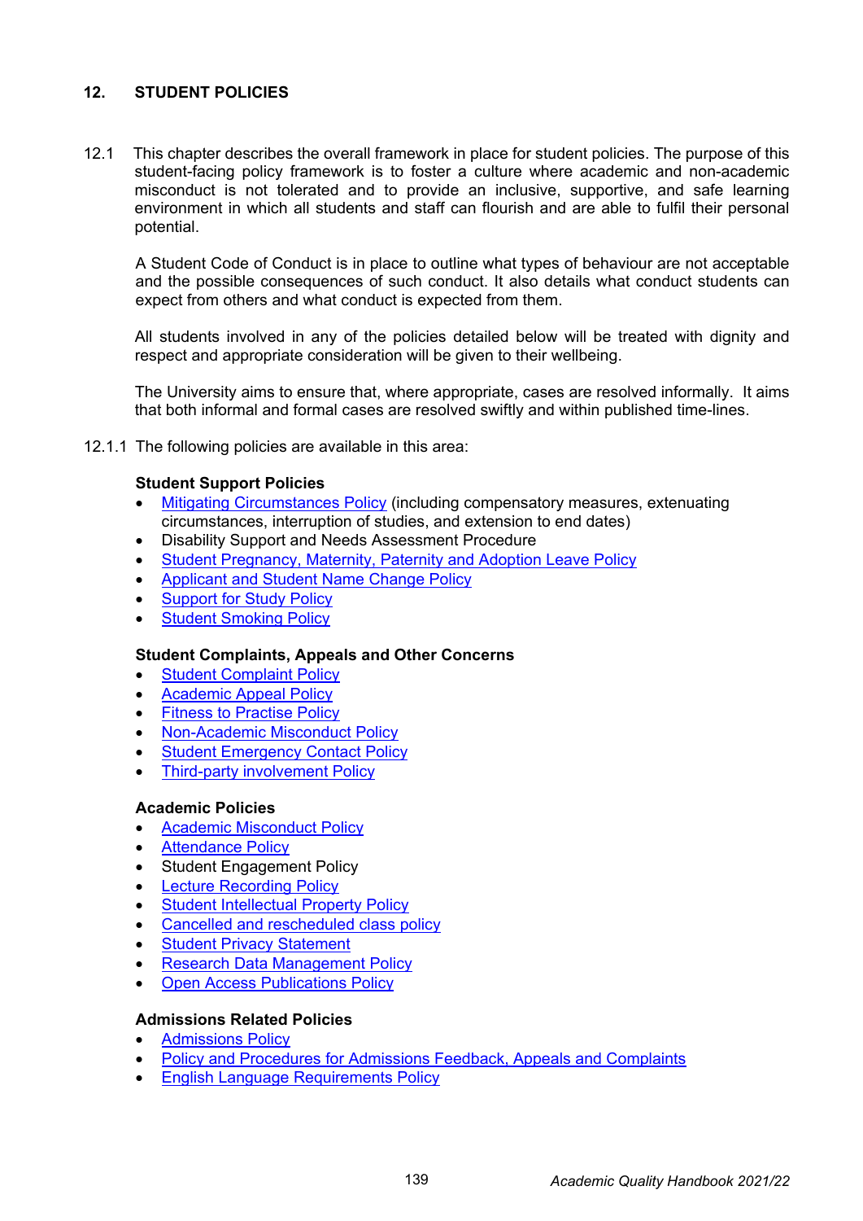## 12. STUDENT POLICIES

12.1 This chapter describes the overall framework in place for student policies. The purpose of this student-facing policy framework is to foster a culture where academic and non-academic misconduct is not tolerated and to provide an inclusive, supportive, and safe learning environment in which all students and staff can flourish and are able to fulfil their personal potential.

A Student Code of Conduct is in place to outline what types of behaviour are not acceptable and the possible consequences of such conduct. It also details what conduct students can expect from others and what conduct is expected from them.

All students involved in any of the policies detailed below will be treated with dignity and respect and appropriate consideration will be given to their wellbeing.

The University aims to ensure that, where appropriate, cases are resolved informally. It aims that both informal and formal cases are resolved swiftly and within published time-lines.

12.1.1 The following policies are available in this area:

**Student Support Policies**

- Mitigating Circumstances Policy (including compensatory measures, extenuating circumstances, interruption of studies, and extension to end dates)
- Disability Support and Needs Assessment Procedure
- Student Pregnancy, Maternity, Paternity and Adoption Leave Policy
- Applicant and Student Name Change Policy
- Support for Study Policy
- Student Smoking Policy

**Student Complaints, Appeals and Other Concerns**

- Student Complaint Policy
- Academic Appeal Policy
- Fitness to Practise Policy
- Non-Academic Misconduct Policy
- Student Emergency Contact Policy
- Third-party involvement Policy

**Academic Policies**

- Academic Misconduct Policy
- Attendance Policy
- Student Engagement Policy
- Lecture Recording Policy
- Student Intellectual Property Policy
- Cancelled and rescheduled class policy
- Student Privacy Statement
- Research Data Management Policy
- Open Access Publications Policy

**Admissions Related Policies**

- Admissions Policy
- Policy and Procedures for Admissions Feedback, Appeals and Complaints
- English Language Requirements Policy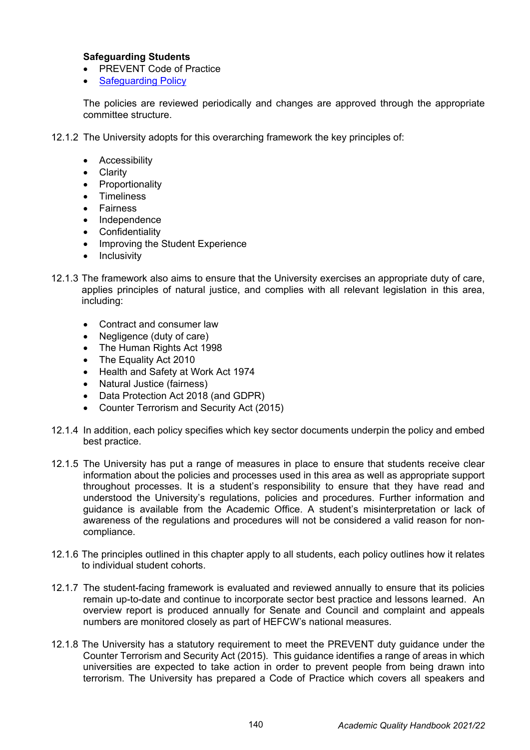**Safeguarding Students**

- PREVENT Code of Practice
- Safeguarding Policy

The policies are reviewed periodically and changes are approved through the appropriate committee structure.

12.1.2 The University adopts for this overarching framework the key principles of:

- Accessibility
- Clarity
- Proportionality
- Timeliness
- Fairness
- Independence
- Confidentiality
- Improving the Student Experience
- Inclusivity

12.1.3 The framework also aims to ensure that the University exercises an appropriate duty of care, applies principles of natural justice, and complies with all relevant legislation in this area, including:

- Contract and consumer law
- Negligence (duty of care)
- The Human Rights Act 1998
- The Equality Act 2010
- Health and Safety at Work Act 1974
- Natural Justice (fairness)
- Data Protection Act 2018 (and GDPR)
- Counter Terrorism and Security Act (2015)

12.1.4 In addition, each policy specifies which key sector documents underpin the policy and embed best practice.

12.1.5 The University has put a range of measures in place to ensure that students receive clear information about the policies and processes used in this area as well as appropriate support throughout processes. It is a student's responsibility to ensure that they have read and understood the University's regulations, policies and procedures. Further information and guidance is available from the Academic Office. A student's misinterpretation or lack of awareness of the regulations and procedures will not be considered a valid reason for non-compliance.

12.1.6 The principles outlined in this chapter apply to all students, each policy outlines how it relates to individual student cohorts.

12.1.7 The student-facing framework is evaluated and reviewed annually to ensure that its policies remain up-to-date and continue to incorporate sector best practice and lessons learned. An overview report is produced annually for Senate and Council and complaint and appeals numbers are monitored closely as part of HEFCW's national measures.

12.1.8 The University has a statutory requirement to meet the PREVENT duty guidance under the Counter Terrorism and Security Act (2015). This guidance identifies a range of areas in which universities are expected to take action in order to prevent people from being drawn into terrorism. The University has prepared a Code of Practice which covers all speakers and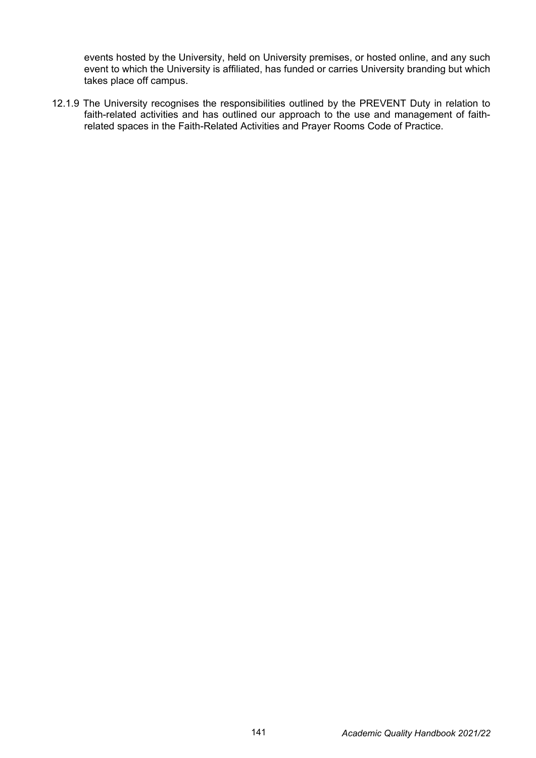events hosted by the University, held on University premises, or hosted online, and any such event to which the University is affiliated, has funded or carries University branding but which takes place off campus.

12.1.9 The University recognises the responsibilities outlined by the PREVENT Duty in relation to faith-related activities and has outlined our approach to the use and management of faith-related spaces in the Faith-Related Activities and Prayer Rooms Code of Practice.